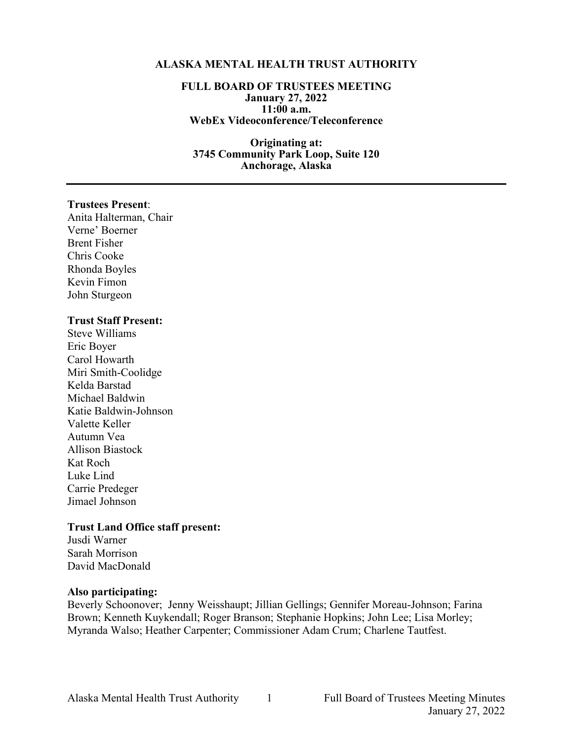**ALASKA MENTAL HEALTH TRUST AUTHORITY**

**FULL BOARD OF TRUSTEES MEETING**
**January 27, 2022**
**11:00 a.m.**
**WebEx Videoconference/Teleconference**

**Originating at:**
**3745 Community Park Loop, Suite 120**
**Anchorage, Alaska**

---

**Trustees Present**:
Anita Halterman, Chair
Verne' Boerner
Brent Fisher
Chris Cooke
Rhonda Boyles
Kevin Fimon
John Sturgeon

**Trust Staff Present:**
Steve Williams
Eric Boyer
Carol Howarth
Miri Smith-Coolidge
Kelda Barstad
Michael Baldwin
Katie Baldwin-Johnson
Valette Keller
Autumn Vea
Allison Biastock
Kat Roch
Luke Lind
Carrie Predeger
Jimael Johnson

**Trust Land Office staff present:**
Jusdi Warner
Sarah Morrison
David MacDonald

**Also participating:**
Beverly Schoonover; Jenny Weisshaupt; Jillian Gellings; Gennifer Moreau-Johnson; Farina Brown; Kenneth Kuykendall; Roger Branson; Stephanie Hopkins; John Lee; Lisa Morley; Myranda Walso; Heather Carpenter; Commissioner Adam Crum; Charlene Tautfest.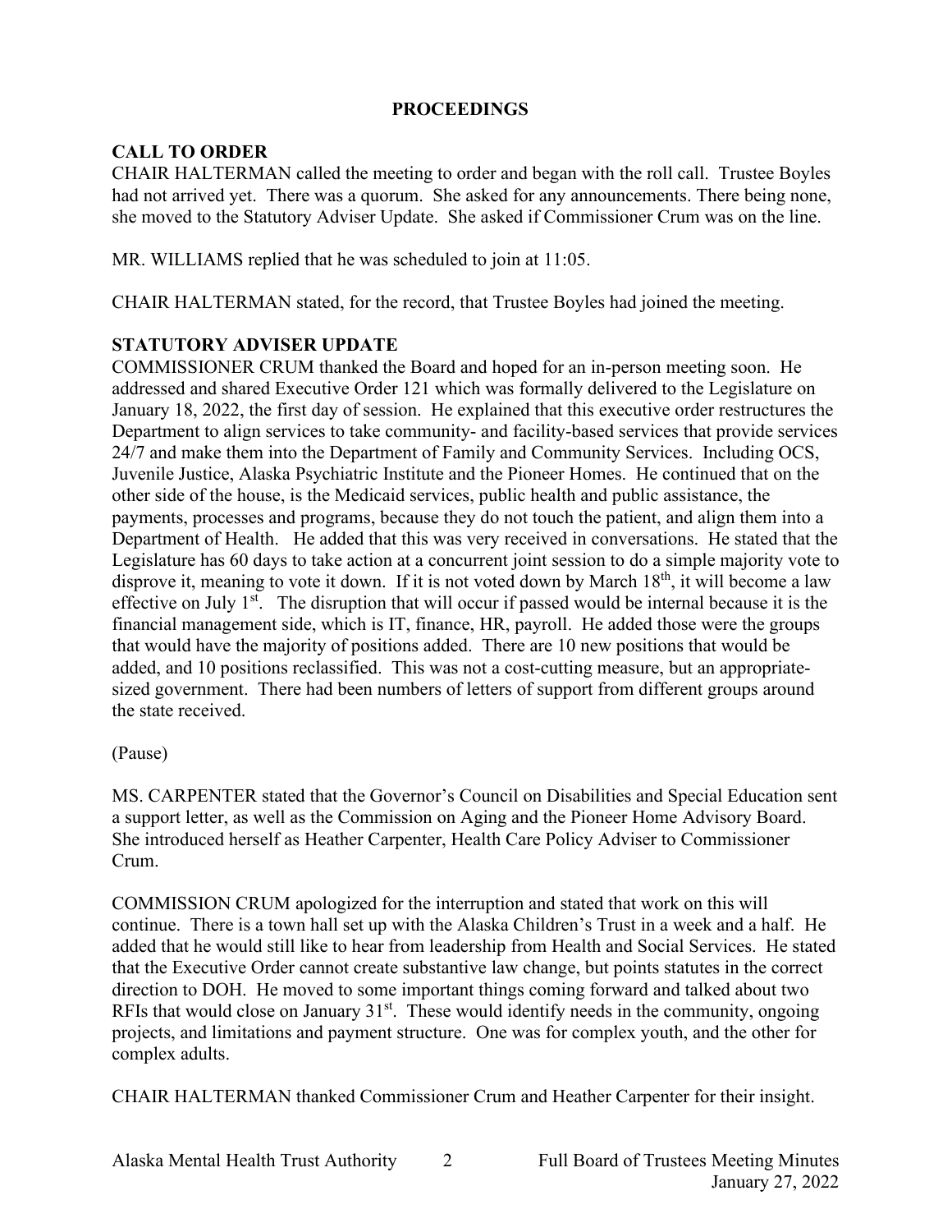## PROCEEDINGS

### CALL TO ORDER

CHAIR HALTERMAN called the meeting to order and began with the roll call. Trustee Boyles had not arrived yet. There was a quorum. She asked for any announcements. There being none, she moved to the Statutory Adviser Update. She asked if Commissioner Crum was on the line.

MR. WILLIAMS replied that he was scheduled to join at 11:05.

CHAIR HALTERMAN stated, for the record, that Trustee Boyles had joined the meeting.

### STATUTORY ADVISER UPDATE

COMMISSIONER CRUM thanked the Board and hoped for an in-person meeting soon. He addressed and shared Executive Order 121 which was formally delivered to the Legislature on January 18, 2022, the first day of session. He explained that this executive order restructures the Department to align services to take community- and facility-based services that provide services 24/7 and make them into the Department of Family and Community Services. Including OCS, Juvenile Justice, Alaska Psychiatric Institute and the Pioneer Homes. He continued that on the other side of the house, is the Medicaid services, public health and public assistance, the payments, processes and programs, because they do not touch the patient, and align them into a Department of Health. He added that this was very received in conversations. He stated that the Legislature has 60 days to take action at a concurrent joint session to do a simple majority vote to disprove it, meaning to vote it down. If it is not voted down by March 18th, it will become a law effective on July 1st. The disruption that will occur if passed would be internal because it is the financial management side, which is IT, finance, HR, payroll. He added those were the groups that would have the majority of positions added. There are 10 new positions that would be added, and 10 positions reclassified. This was not a cost-cutting measure, but an appropriate-sized government. There had been numbers of letters of support from different groups around the state received.

(Pause)

MS. CARPENTER stated that the Governor's Council on Disabilities and Special Education sent a support letter, as well as the Commission on Aging and the Pioneer Home Advisory Board. She introduced herself as Heather Carpenter, Health Care Policy Adviser to Commissioner Crum.

COMMISSION CRUM apologized for the interruption and stated that work on this will continue. There is a town hall set up with the Alaska Children's Trust in a week and a half. He added that he would still like to hear from leadership from Health and Social Services. He stated that the Executive Order cannot create substantive law change, but points statutes in the correct direction to DOH. He moved to some important things coming forward and talked about two RFIs that would close on January 31st. These would identify needs in the community, ongoing projects, and limitations and payment structure. One was for complex youth, and the other for complex adults.

CHAIR HALTERMAN thanked Commissioner Crum and Heather Carpenter for their insight.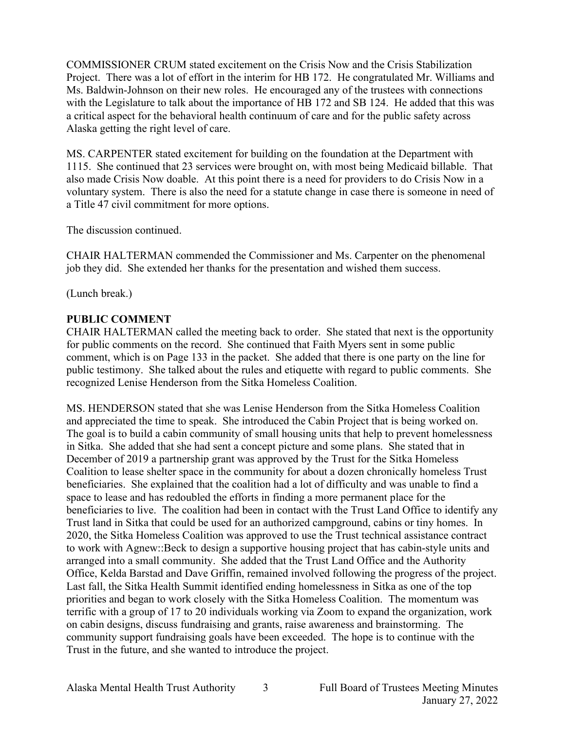COMMISSIONER CRUM stated excitement on the Crisis Now and the Crisis Stabilization Project. There was a lot of effort in the interim for HB 172. He congratulated Mr. Williams and Ms. Baldwin-Johnson on their new roles. He encouraged any of the trustees with connections with the Legislature to talk about the importance of HB 172 and SB 124. He added that this was a critical aspect for the behavioral health continuum of care and for the public safety across Alaska getting the right level of care.

MS. CARPENTER stated excitement for building on the foundation at the Department with 1115. She continued that 23 services were brought on, with most being Medicaid billable. That also made Crisis Now doable. At this point there is a need for providers to do Crisis Now in a voluntary system. There is also the need for a statute change in case there is someone in need of a Title 47 civil commitment for more options.

The discussion continued.

CHAIR HALTERMAN commended the Commissioner and Ms. Carpenter on the phenomenal job they did. She extended her thanks for the presentation and wished them success.

(Lunch break.)

**PUBLIC COMMENT**

CHAIR HALTERMAN called the meeting back to order. She stated that next is the opportunity for public comments on the record. She continued that Faith Myers sent in some public comment, which is on Page 133 in the packet. She added that there is one party on the line for public testimony. She talked about the rules and etiquette with regard to public comments. She recognized Lenise Henderson from the Sitka Homeless Coalition.

MS. HENDERSON stated that she was Lenise Henderson from the Sitka Homeless Coalition and appreciated the time to speak. She introduced the Cabin Project that is being worked on. The goal is to build a cabin community of small housing units that help to prevent homelessness in Sitka. She added that she had sent a concept picture and some plans. She stated that in December of 2019 a partnership grant was approved by the Trust for the Sitka Homeless Coalition to lease shelter space in the community for about a dozen chronically homeless Trust beneficiaries. She explained that the coalition had a lot of difficulty and was unable to find a space to lease and has redoubled the efforts in finding a more permanent place for the beneficiaries to live. The coalition had been in contact with the Trust Land Office to identify any Trust land in Sitka that could be used for an authorized campground, cabins or tiny homes. In 2020, the Sitka Homeless Coalition was approved to use the Trust technical assistance contract to work with Agnew::Beck to design a supportive housing project that has cabin-style units and arranged into a small community. She added that the Trust Land Office and the Authority Office, Kelda Barstad and Dave Griffin, remained involved following the progress of the project. Last fall, the Sitka Health Summit identified ending homelessness in Sitka as one of the top priorities and began to work closely with the Sitka Homeless Coalition. The momentum was terrific with a group of 17 to 20 individuals working via Zoom to expand the organization, work on cabin designs, discuss fundraising and grants, raise awareness and brainstorming. The community support fundraising goals have been exceeded. The hope is to continue with the Trust in the future, and she wanted to introduce the project.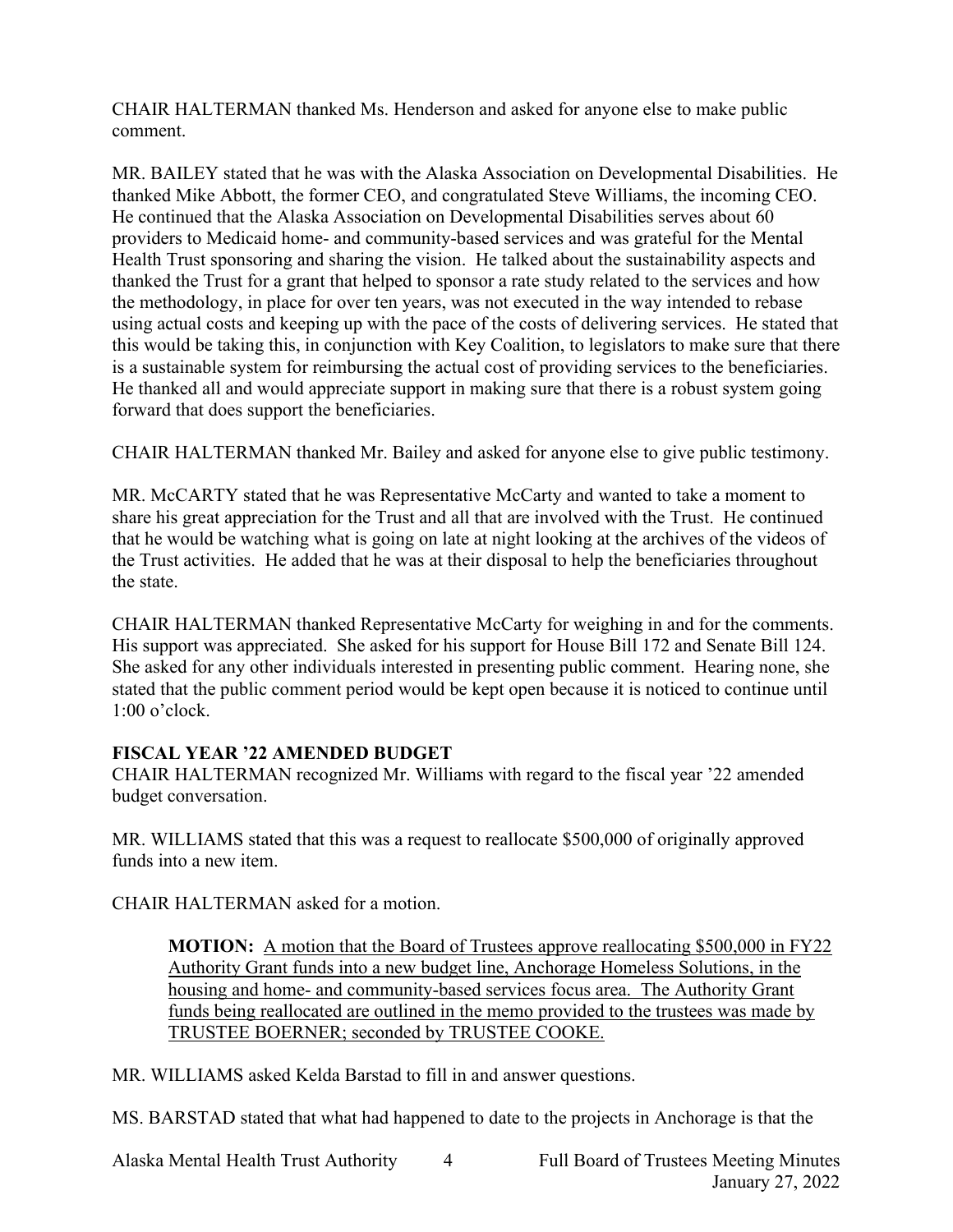CHAIR HALTERMAN thanked Ms. Henderson and asked for anyone else to make public comment.

MR. BAILEY stated that he was with the Alaska Association on Developmental Disabilities. He thanked Mike Abbott, the former CEO, and congratulated Steve Williams, the incoming CEO. He continued that the Alaska Association on Developmental Disabilities serves about 60 providers to Medicaid home- and community-based services and was grateful for the Mental Health Trust sponsoring and sharing the vision. He talked about the sustainability aspects and thanked the Trust for a grant that helped to sponsor a rate study related to the services and how the methodology, in place for over ten years, was not executed in the way intended to rebase using actual costs and keeping up with the pace of the costs of delivering services. He stated that this would be taking this, in conjunction with Key Coalition, to legislators to make sure that there is a sustainable system for reimbursing the actual cost of providing services to the beneficiaries. He thanked all and would appreciate support in making sure that there is a robust system going forward that does support the beneficiaries.

CHAIR HALTERMAN thanked Mr. Bailey and asked for anyone else to give public testimony.

MR. McCARTY stated that he was Representative McCarty and wanted to take a moment to share his great appreciation for the Trust and all that are involved with the Trust. He continued that he would be watching what is going on late at night looking at the archives of the videos of the Trust activities. He added that he was at their disposal to help the beneficiaries throughout the state.

CHAIR HALTERMAN thanked Representative McCarty for weighing in and for the comments. His support was appreciated. She asked for his support for House Bill 172 and Senate Bill 124. She asked for any other individuals interested in presenting public comment. Hearing none, she stated that the public comment period would be kept open because it is noticed to continue until 1:00 o'clock.

**FISCAL YEAR '22 AMENDED BUDGET**

CHAIR HALTERMAN recognized Mr. Williams with regard to the fiscal year '22 amended budget conversation.

MR. WILLIAMS stated that this was a request to reallocate $500,000 of originally approved funds into a new item.

CHAIR HALTERMAN asked for a motion.

> **MOTION:** A motion that the Board of Trustees approve reallocating $500,000 in FY22 Authority Grant funds into a new budget line, Anchorage Homeless Solutions, in the housing and home- and community-based services focus area. The Authority Grant funds being reallocated are outlined in the memo provided to the trustees was made by TRUSTEE BOERNER; seconded by TRUSTEE COOKE.

MR. WILLIAMS asked Kelda Barstad to fill in and answer questions.

MS. BARSTAD stated that what had happened to date to the projects in Anchorage is that the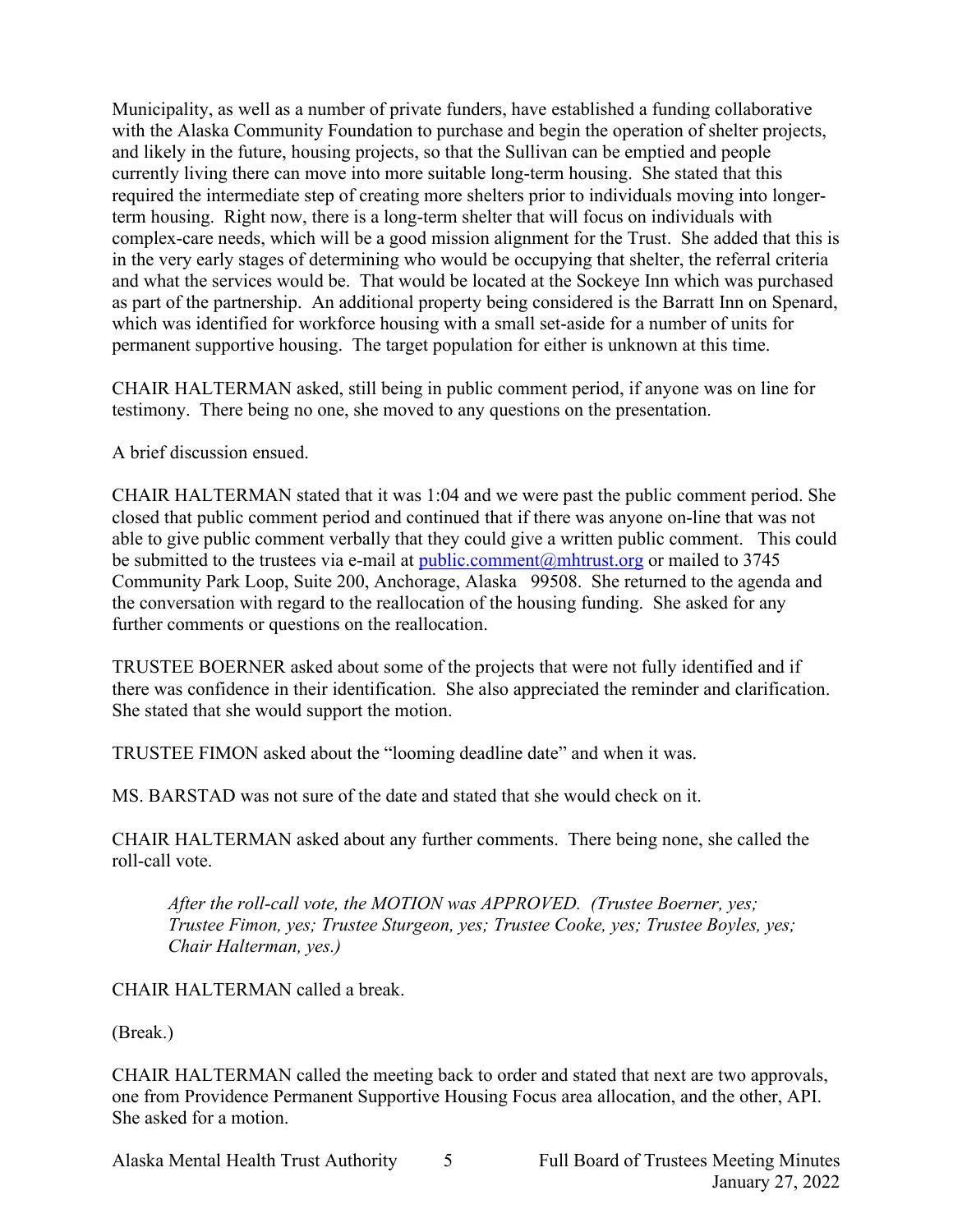Municipality, as well as a number of private funders, have established a funding collaborative with the Alaska Community Foundation to purchase and begin the operation of shelter projects, and likely in the future, housing projects, so that the Sullivan can be emptied and people currently living there can move into more suitable long-term housing. She stated that this required the intermediate step of creating more shelters prior to individuals moving into longer-term housing. Right now, there is a long-term shelter that will focus on individuals with complex-care needs, which will be a good mission alignment for the Trust. She added that this is in the very early stages of determining who would be occupying that shelter, the referral criteria and what the services would be. That would be located at the Sockeye Inn which was purchased as part of the partnership. An additional property being considered is the Barratt Inn on Spenard, which was identified for workforce housing with a small set-aside for a number of units for permanent supportive housing. The target population for either is unknown at this time.

CHAIR HALTERMAN asked, still being in public comment period, if anyone was on line for testimony. There being no one, she moved to any questions on the presentation.

A brief discussion ensued.

CHAIR HALTERMAN stated that it was 1:04 and we were past the public comment period. She closed that public comment period and continued that if there was anyone on-line that was not able to give public comment verbally that they could give a written public comment. This could be submitted to the trustees via e-mail at public.comment@mhtrust.org or mailed to 3745 Community Park Loop, Suite 200, Anchorage, Alaska 99508. She returned to the agenda and the conversation with regard to the reallocation of the housing funding. She asked for any further comments or questions on the reallocation.

TRUSTEE BOERNER asked about some of the projects that were not fully identified and if there was confidence in their identification. She also appreciated the reminder and clarification. She stated that she would support the motion.

TRUSTEE FIMON asked about the "looming deadline date" and when it was.

MS. BARSTAD was not sure of the date and stated that she would check on it.

CHAIR HALTERMAN asked about any further comments. There being none, she called the roll-call vote.

> *After the roll-call vote, the MOTION was APPROVED. (Trustee Boerner, yes; Trustee Fimon, yes; Trustee Sturgeon, yes; Trustee Cooke, yes; Trustee Boyles, yes; Chair Halterman, yes.)*

CHAIR HALTERMAN called a break.

(Break.)

CHAIR HALTERMAN called the meeting back to order and stated that next are two approvals, one from Providence Permanent Supportive Housing Focus area allocation, and the other, API. She asked for a motion.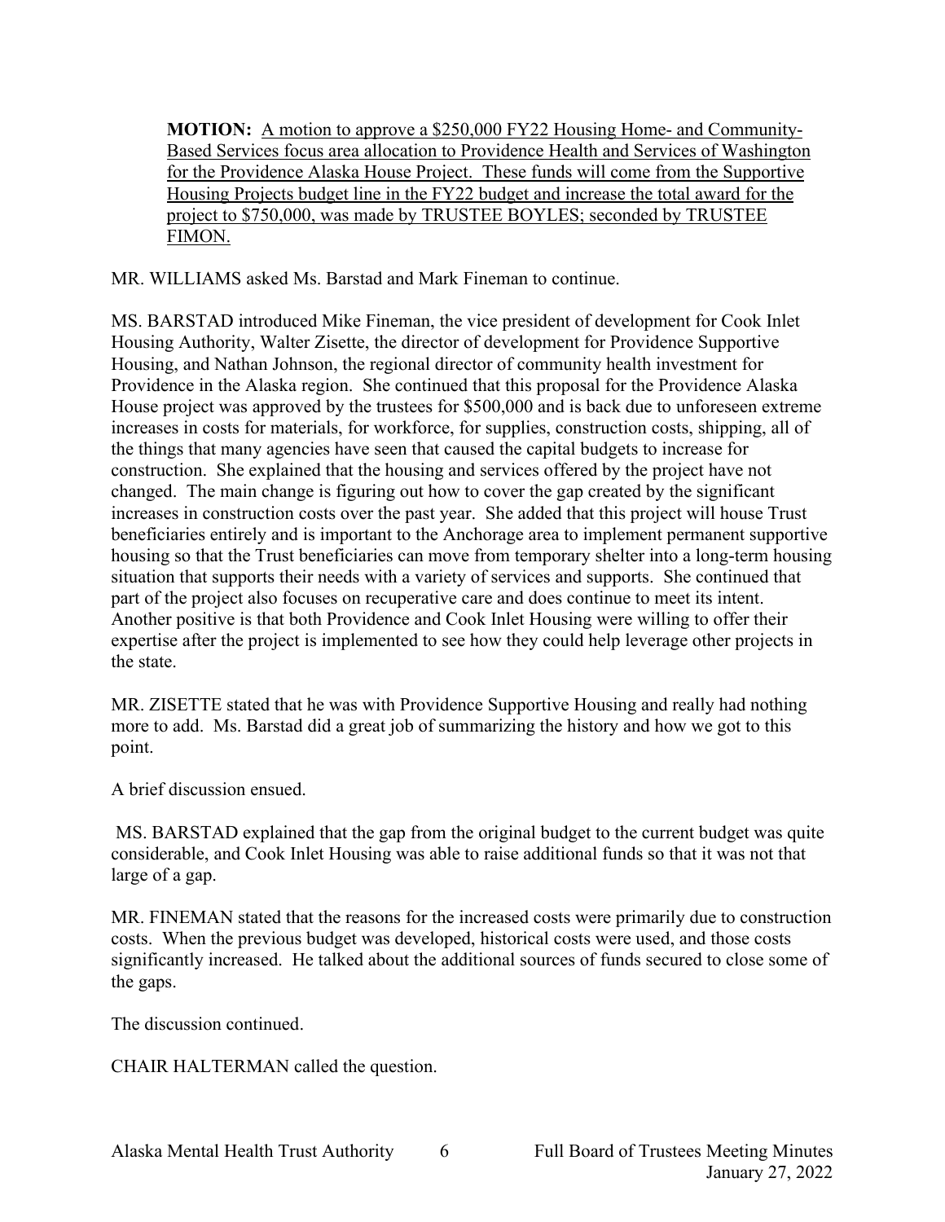**MOTION:** <u>A motion to approve a $250,000 FY22 Housing Home- and Community-Based Services focus area allocation to Providence Health and Services of Washington for the Providence Alaska House Project. These funds will come from the Supportive Housing Projects budget line in the FY22 budget and increase the total award for the project to $750,000, was made by TRUSTEE BOYLES; seconded by TRUSTEE FIMON.</u>

MR. WILLIAMS asked Ms. Barstad and Mark Fineman to continue.

MS. BARSTAD introduced Mike Fineman, the vice president of development for Cook Inlet Housing Authority, Walter Zisette, the director of development for Providence Supportive Housing, and Nathan Johnson, the regional director of community health investment for Providence in the Alaska region. She continued that this proposal for the Providence Alaska House project was approved by the trustees for $500,000 and is back due to unforeseen extreme increases in costs for materials, for workforce, for supplies, construction costs, shipping, all of the things that many agencies have seen that caused the capital budgets to increase for construction. She explained that the housing and services offered by the project have not changed. The main change is figuring out how to cover the gap created by the significant increases in construction costs over the past year. She added that this project will house Trust beneficiaries entirely and is important to the Anchorage area to implement permanent supportive housing so that the Trust beneficiaries can move from temporary shelter into a long-term housing situation that supports their needs with a variety of services and supports. She continued that part of the project also focuses on recuperative care and does continue to meet its intent. Another positive is that both Providence and Cook Inlet Housing were willing to offer their expertise after the project is implemented to see how they could help leverage other projects in the state.

MR. ZISETTE stated that he was with Providence Supportive Housing and really had nothing more to add. Ms. Barstad did a great job of summarizing the history and how we got to this point.

A brief discussion ensued.

MS. BARSTAD explained that the gap from the original budget to the current budget was quite considerable, and Cook Inlet Housing was able to raise additional funds so that it was not that large of a gap.

MR. FINEMAN stated that the reasons for the increased costs were primarily due to construction costs. When the previous budget was developed, historical costs were used, and those costs significantly increased. He talked about the additional sources of funds secured to close some of the gaps.

The discussion continued.

CHAIR HALTERMAN called the question.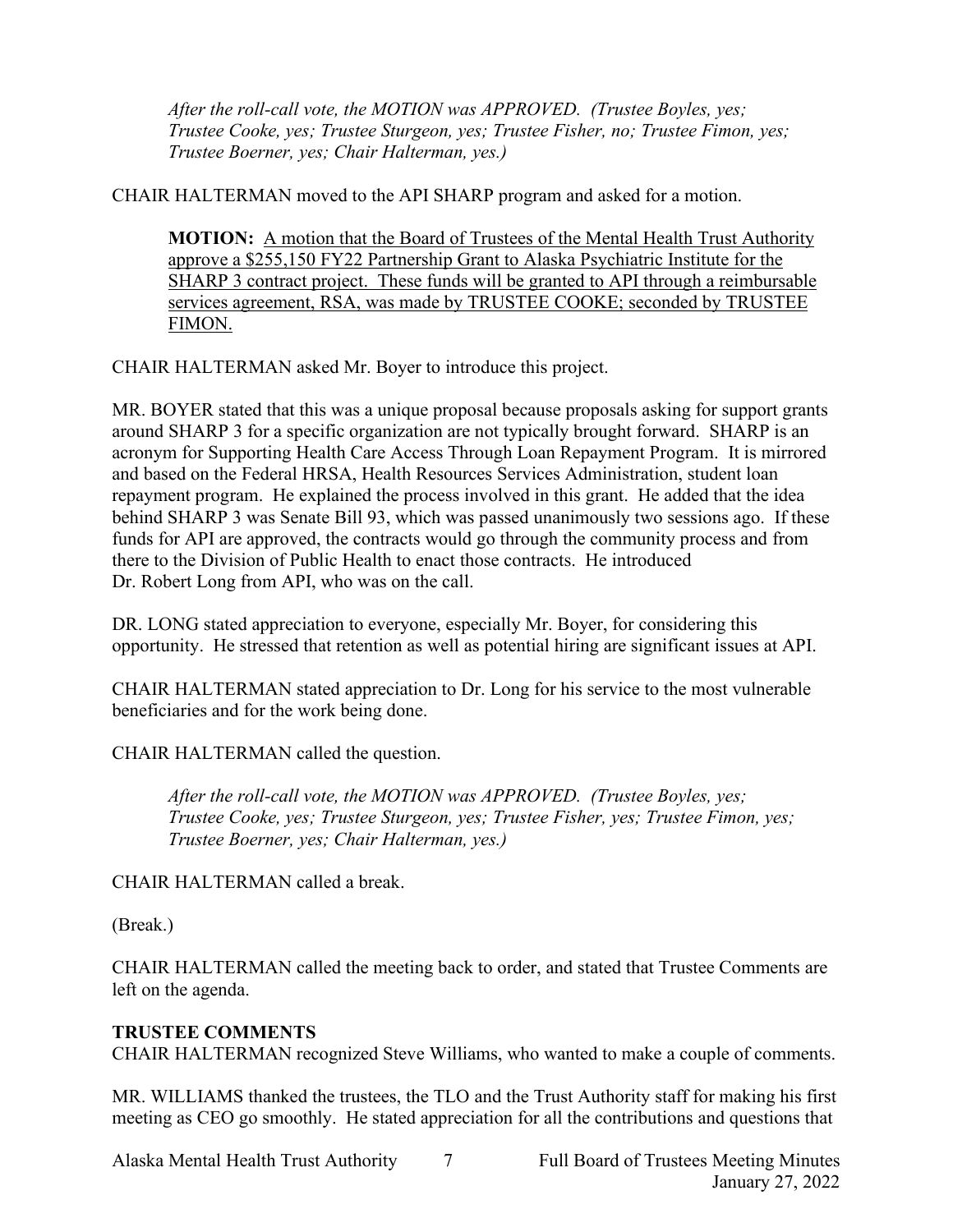*After the roll-call vote, the MOTION was APPROVED. (Trustee Boyles, yes; Trustee Cooke, yes; Trustee Sturgeon, yes; Trustee Fisher, no; Trustee Fimon, yes; Trustee Boerner, yes; Chair Halterman, yes.)*

CHAIR HALTERMAN moved to the API SHARP program and asked for a motion.

**MOTION:** <u>A motion that the Board of Trustees of the Mental Health Trust Authority approve a $255,150 FY22 Partnership Grant to Alaska Psychiatric Institute for the SHARP 3 contract project. These funds will be granted to API through a reimbursable services agreement, RSA, was made by TRUSTEE COOKE; seconded by TRUSTEE FIMON.</u>

CHAIR HALTERMAN asked Mr. Boyer to introduce this project.

MR. BOYER stated that this was a unique proposal because proposals asking for support grants around SHARP 3 for a specific organization are not typically brought forward. SHARP is an acronym for Supporting Health Care Access Through Loan Repayment Program. It is mirrored and based on the Federal HRSA, Health Resources Services Administration, student loan repayment program. He explained the process involved in this grant. He added that the idea behind SHARP 3 was Senate Bill 93, which was passed unanimously two sessions ago. If these funds for API are approved, the contracts would go through the community process and from there to the Division of Public Health to enact those contracts. He introduced Dr. Robert Long from API, who was on the call.

DR. LONG stated appreciation to everyone, especially Mr. Boyer, for considering this opportunity. He stressed that retention as well as potential hiring are significant issues at API.

CHAIR HALTERMAN stated appreciation to Dr. Long for his service to the most vulnerable beneficiaries and for the work being done.

CHAIR HALTERMAN called the question.

*After the roll-call vote, the MOTION was APPROVED. (Trustee Boyles, yes; Trustee Cooke, yes; Trustee Sturgeon, yes; Trustee Fisher, yes; Trustee Fimon, yes; Trustee Boerner, yes; Chair Halterman, yes.)*

CHAIR HALTERMAN called a break.

(Break.)

CHAIR HALTERMAN called the meeting back to order, and stated that Trustee Comments are left on the agenda.

**TRUSTEE COMMENTS**

CHAIR HALTERMAN recognized Steve Williams, who wanted to make a couple of comments.

MR. WILLIAMS thanked the trustees, the TLO and the Trust Authority staff for making his first meeting as CEO go smoothly. He stated appreciation for all the contributions and questions that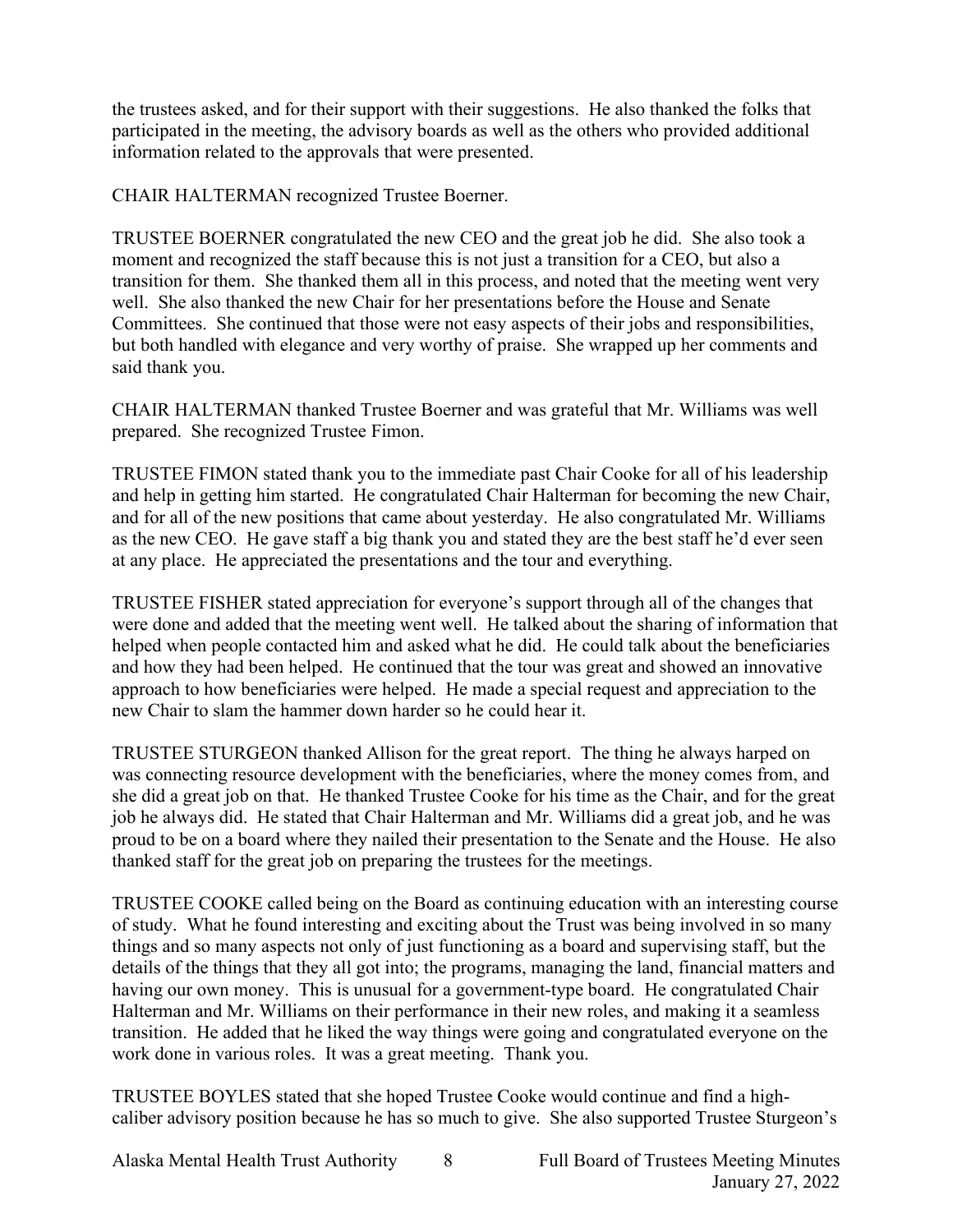the trustees asked, and for their support with their suggestions. He also thanked the folks that participated in the meeting, the advisory boards as well as the others who provided additional information related to the approvals that were presented.

CHAIR HALTERMAN recognized Trustee Boerner.

TRUSTEE BOERNER congratulated the new CEO and the great job he did. She also took a moment and recognized the staff because this is not just a transition for a CEO, but also a transition for them. She thanked them all in this process, and noted that the meeting went very well. She also thanked the new Chair for her presentations before the House and Senate Committees. She continued that those were not easy aspects of their jobs and responsibilities, but both handled with elegance and very worthy of praise. She wrapped up her comments and said thank you.

CHAIR HALTERMAN thanked Trustee Boerner and was grateful that Mr. Williams was well prepared. She recognized Trustee Fimon.

TRUSTEE FIMON stated thank you to the immediate past Chair Cooke for all of his leadership and help in getting him started. He congratulated Chair Halterman for becoming the new Chair, and for all of the new positions that came about yesterday. He also congratulated Mr. Williams as the new CEO. He gave staff a big thank you and stated they are the best staff he'd ever seen at any place. He appreciated the presentations and the tour and everything.

TRUSTEE FISHER stated appreciation for everyone's support through all of the changes that were done and added that the meeting went well. He talked about the sharing of information that helped when people contacted him and asked what he did. He could talk about the beneficiaries and how they had been helped. He continued that the tour was great and showed an innovative approach to how beneficiaries were helped. He made a special request and appreciation to the new Chair to slam the hammer down harder so he could hear it.

TRUSTEE STURGEON thanked Allison for the great report. The thing he always harped on was connecting resource development with the beneficiaries, where the money comes from, and she did a great job on that. He thanked Trustee Cooke for his time as the Chair, and for the great job he always did. He stated that Chair Halterman and Mr. Williams did a great job, and he was proud to be on a board where they nailed their presentation to the Senate and the House. He also thanked staff for the great job on preparing the trustees for the meetings.

TRUSTEE COOKE called being on the Board as continuing education with an interesting course of study. What he found interesting and exciting about the Trust was being involved in so many things and so many aspects not only of just functioning as a board and supervising staff, but the details of the things that they all got into; the programs, managing the land, financial matters and having our own money. This is unusual for a government-type board. He congratulated Chair Halterman and Mr. Williams on their performance in their new roles, and making it a seamless transition. He added that he liked the way things were going and congratulated everyone on the work done in various roles. It was a great meeting. Thank you.

TRUSTEE BOYLES stated that she hoped Trustee Cooke would continue and find a high-caliber advisory position because he has so much to give. She also supported Trustee Sturgeon's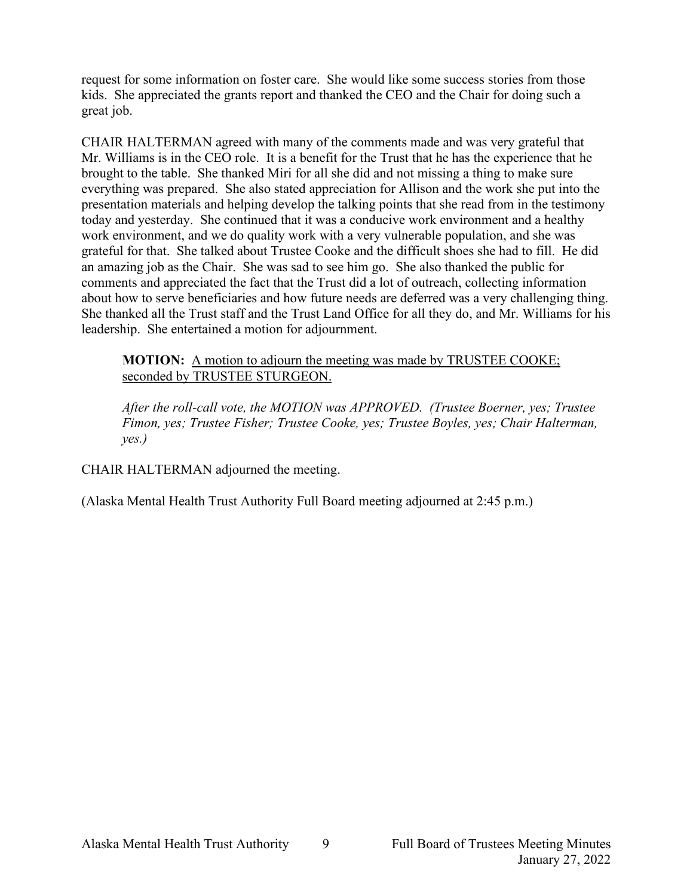request for some information on foster care. She would like some success stories from those kids. She appreciated the grants report and thanked the CEO and the Chair for doing such a great job.

CHAIR HALTERMAN agreed with many of the comments made and was very grateful that Mr. Williams is in the CEO role. It is a benefit for the Trust that he has the experience that he brought to the table. She thanked Miri for all she did and not missing a thing to make sure everything was prepared. She also stated appreciation for Allison and the work she put into the presentation materials and helping develop the talking points that she read from in the testimony today and yesterday. She continued that it was a conducive work environment and a healthy work environment, and we do quality work with a very vulnerable population, and she was grateful for that. She talked about Trustee Cooke and the difficult shoes she had to fill. He did an amazing job as the Chair. She was sad to see him go. She also thanked the public for comments and appreciated the fact that the Trust did a lot of outreach, collecting information about how to serve beneficiaries and how future needs are deferred was a very challenging thing. She thanked all the Trust staff and the Trust Land Office for all they do, and Mr. Williams for his leadership. She entertained a motion for adjournment.

> **MOTION:** <u>A motion to adjourn the meeting was made by TRUSTEE COOKE; seconded by TRUSTEE STURGEON.</u>
>
> *After the roll-call vote, the MOTION was APPROVED. (Trustee Boerner, yes; Trustee Fimon, yes; Trustee Fisher; Trustee Cooke, yes; Trustee Boyles, yes; Chair Halterman, yes.)*

CHAIR HALTERMAN adjourned the meeting.

(Alaska Mental Health Trust Authority Full Board meeting adjourned at 2:45 p.m.)